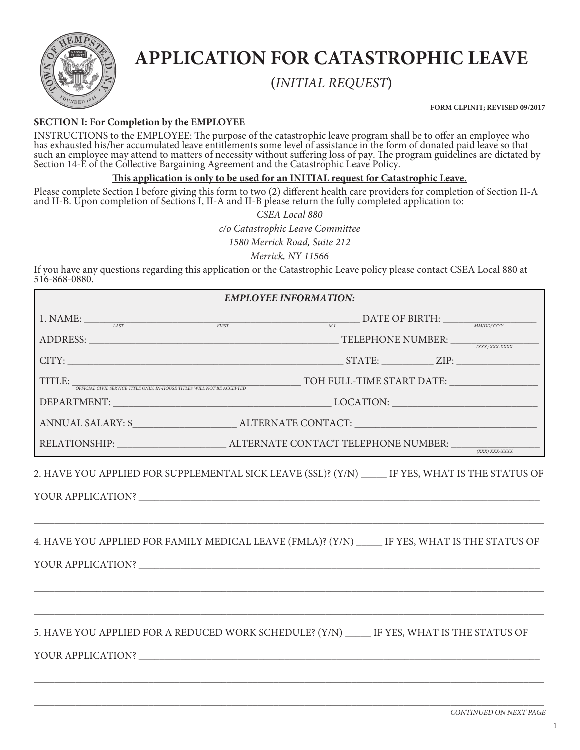# APPLICATION FOR CATASTROPHIC LEAVE

**(*INITIAL REQUEST*)**

**FORM CLPINIT; REVISED 09/2017**

**SECTION I: For Completion by the EMPLOYEE**

INSTRUCTIONS to the EMPLOYEE: The purpose of the catastrophic leave program shall be to offer an employee who has exhausted his/her accumulated leave entitlements some level of assistance in the form of donated paid leave so that such an employee may attend to matters of necessity without suffering loss of pay. The program guidelines are dictated by Section 14-E of the Collective Bargaining Agreement and the Catastrophic Leave Policy.

**<u>This application is only to be used for an INITIAL request for Catastrophic Leave.</u>**

Please complete Section I before giving this form to two (2) different health care providers for completion of Section II-A and II-B. Upon completion of Sections I, II-A and II-B please return the fully completed application to:

*CSEA Local 880*
*c/o Catastrophic Leave Committee*
*1580 Merrick Road, Suite 212*
*Merrick, NY 11566*

If you have any questions regarding this application or the Catastrophic Leave policy please contact CSEA Local 880 at 516-868-0880.

***EMPLOYEE INFORMATION:***

1. NAME: ______________________ (LAST) ______________________ (FIRST) ____ (M.I.) DATE OF BIRTH: ______________ (MM/DD/YYYY)

ADDRESS: __________________________________ TELEPHONE NUMBER: ______________ ((XXX) XXX-XXXX)

CITY: __________________________________ STATE: ________ ZIP: ____________

TITLE: __________________________________ (OFFICIAL CIVIL SERVICE TITLE ONLY; IN-HOUSE TITLES WILL NOT BE ACCEPTED) TOH FULL-TIME START DATE: ______________

DEPARTMENT: ______________________________ LOCATION: ______________________

ANNUAL SALARY: $________________ ALTERNATE CONTACT: ________________________

RELATIONSHIP: ________________ ALTERNATE CONTACT TELEPHONE NUMBER: ______________ ((XXX) XXX-XXXX)

2. HAVE YOU APPLIED FOR SUPPLEMENTAL SICK LEAVE (SSL)? (Y/N) _____ IF YES, WHAT IS THE STATUS OF YOUR APPLICATION? ____________________________________________

________________________________________________________________

4. HAVE YOU APPLIED FOR FAMILY MEDICAL LEAVE (FMLA)? (Y/N) _____ IF YES, WHAT IS THE STATUS OF YOUR APPLICATION? ____________________________________________

________________________________________________________________

________________________________________________________________

5. HAVE YOU APPLIED FOR A REDUCED WORK SCHEDULE? (Y/N) _____ IF YES, WHAT IS THE STATUS OF YOUR APPLICATION? ____________________________________________

________________________________________________________________

________________________________________________________________

*CONTINUED ON NEXT PAGE*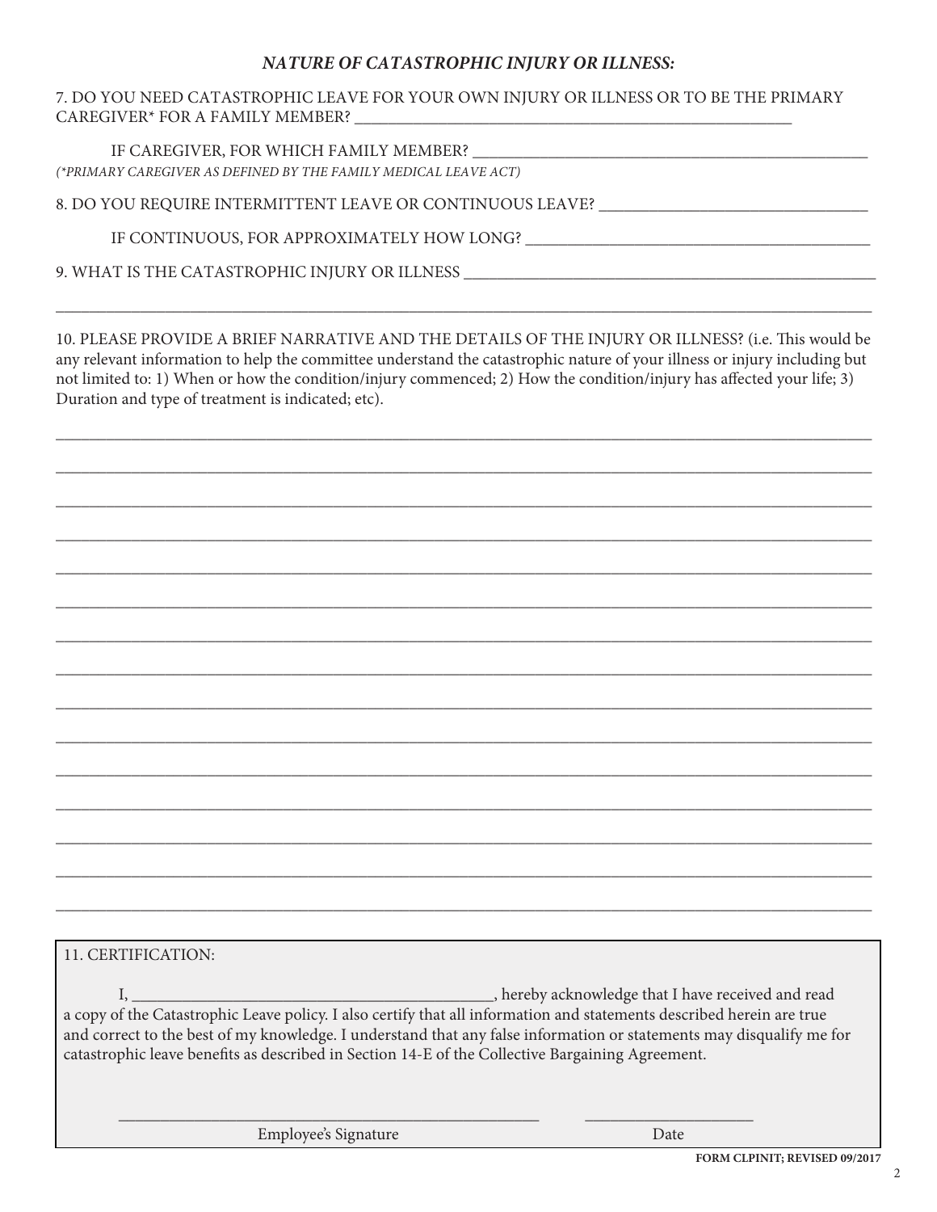### *NATURE OF CATASTROPHIC INJURY OR ILLNESS:*

7. DO YOU NEED CATASTROPHIC LEAVE FOR YOUR OWN INJURY OR ILLNESS OR TO BE THE PRIMARY CAREGIVER* FOR A FAMILY MEMBER? ________________________________________________________

IF CAREGIVER, FOR WHICH FAMILY MEMBER? ________________________________________________

*(*PRIMARY CAREGIVER AS DEFINED BY THE FAMILY MEDICAL LEAVE ACT)*

8. DO YOU REQUIRE INTERMITTENT LEAVE OR CONTINUOUS LEAVE? _______________________________

IF CONTINUOUS, FOR APPROXIMATELY HOW LONG? __________________________________________

9. WHAT IS THE CATASTROPHIC INJURY OR ILLNESS __________________________________________________

______________________________________________________________________________________________

10. PLEASE PROVIDE A BRIEF NARRATIVE AND THE DETAILS OF THE INJURY OR ILLNESS? (i.e. This would be any relevant information to help the committee understand the catastrophic nature of your illness or injury including but not limited to: 1) When or how the condition/injury commenced; 2) How the condition/injury has affected your life; 3) Duration and type of treatment is indicated; etc).

______________________________________________________________________________________________

______________________________________________________________________________________________

______________________________________________________________________________________________

______________________________________________________________________________________________

______________________________________________________________________________________________

______________________________________________________________________________________________

______________________________________________________________________________________________

______________________________________________________________________________________________

______________________________________________________________________________________________

______________________________________________________________________________________________

______________________________________________________________________________________________

______________________________________________________________________________________________

______________________________________________________________________________________________

______________________________________________________________________________________________

______________________________________________________________________________________________

11. CERTIFICATION:

I, ____________________________________________, hereby acknowledge that I have received and read a copy of the Catastrophic Leave policy. I also certify that all information and statements described herein are true and correct to the best of my knowledge. I understand that any false information or statements may disqualify me for catastrophic leave benefits as described in Section 14-E of the Collective Bargaining Agreement.

____________________________________________ ____________________

Employee's Signature Date

**FORM CLPINIT; REVISED 09/2017**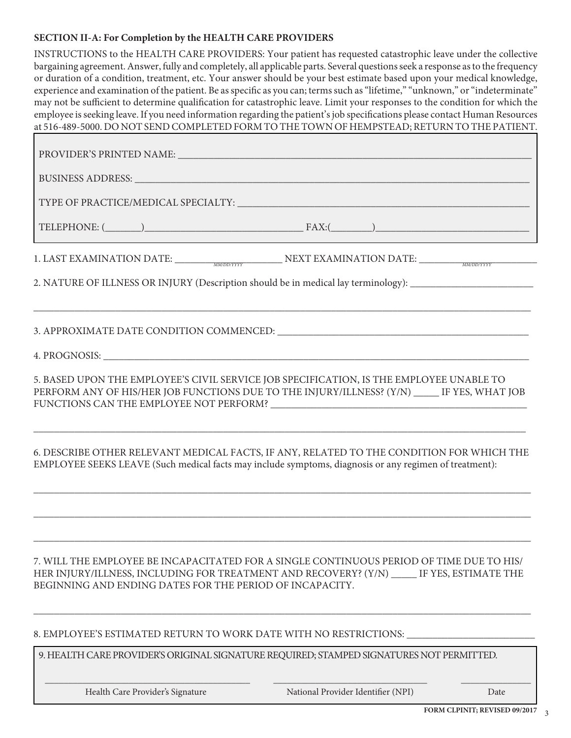**SECTION II-A: For Completion by the HEALTH CARE PROVIDERS**

INSTRUCTIONS to the HEALTH CARE PROVIDERS: Your patient has requested catastrophic leave under the collective bargaining agreement. Answer, fully and completely, all applicable parts. Several questions seek a response as to the frequency or duration of a condition, treatment, etc. Your answer should be your best estimate based upon your medical knowledge, experience and examination of the patient. Be as specific as you can; terms such as "lifetime," "unknown," or "indeterminate" may not be sufficient to determine qualification for catastrophic leave. Limit your responses to the condition for which the employee is seeking leave. If you need information regarding the patient's job specifications please contact Human Resources at 516-489-5000. DO NOT SEND COMPLETED FORM TO THE TOWN OF HEMPSTEAD; RETURN TO THE PATIENT.

PROVIDER'S PRINTED NAME: ______________________________

BUSINESS ADDRESS: ______________________________

TYPE OF PRACTICE/MEDICAL SPECIALTY: ______________________________

TELEPHONE: (_______)______________________ FAX:(________)______________________

1. LAST EXAMINATION DATE: ____________ (MM/DD/YYYY) NEXT EXAMINATION DATE: ____________ (MM/DD/YYYY)

2. NATURE OF ILLNESS OR INJURY (Description should be in medical lay terminology): ______________________________

______________________________

3. APPROXIMATE DATE CONDITION COMMENCED: ______________________________

4. PROGNOSIS: ______________________________

5. BASED UPON THE EMPLOYEE'S CIVIL SERVICE JOB SPECIFICATION, IS THE EMPLOYEE UNABLE TO PERFORM ANY OF HIS/HER JOB FUNCTIONS DUE TO THE INJURY/ILLNESS? (Y/N) _____ IF YES, WHAT JOB FUNCTIONS CAN THE EMPLOYEE NOT PERFORM? ______________________________

______________________________

6. DESCRIBE OTHER RELEVANT MEDICAL FACTS, IF ANY, RELATED TO THE CONDITION FOR WHICH THE EMPLOYEE SEEKS LEAVE (Such medical facts may include symptoms, diagnosis or any regimen of treatment):

______________________________

______________________________

______________________________

7. WILL THE EMPLOYEE BE INCAPACITATED FOR A SINGLE CONTINUOUS PERIOD OF TIME DUE TO HIS/HER INJURY/ILLNESS, INCLUDING FOR TREATMENT AND RECOVERY? (Y/N) _____ IF YES, ESTIMATE THE BEGINNING AND ENDING DATES FOR THE PERIOD OF INCAPACITY.

______________________________

8. EMPLOYEE'S ESTIMATED RETURN TO WORK DATE WITH NO RESTRICTIONS: ______________________________

9. HEALTH CARE PROVIDER'S ORIGINAL SIGNATURE REQUIRED; STAMPED SIGNATURES NOT PERMITTED.

| ______________________ | ______________________ | __________ |
|---|---|---|
| Health Care Provider's Signature | National Provider Identifier (NPI) | Date |

**FORM CLPINIT; REVISED 09/2017**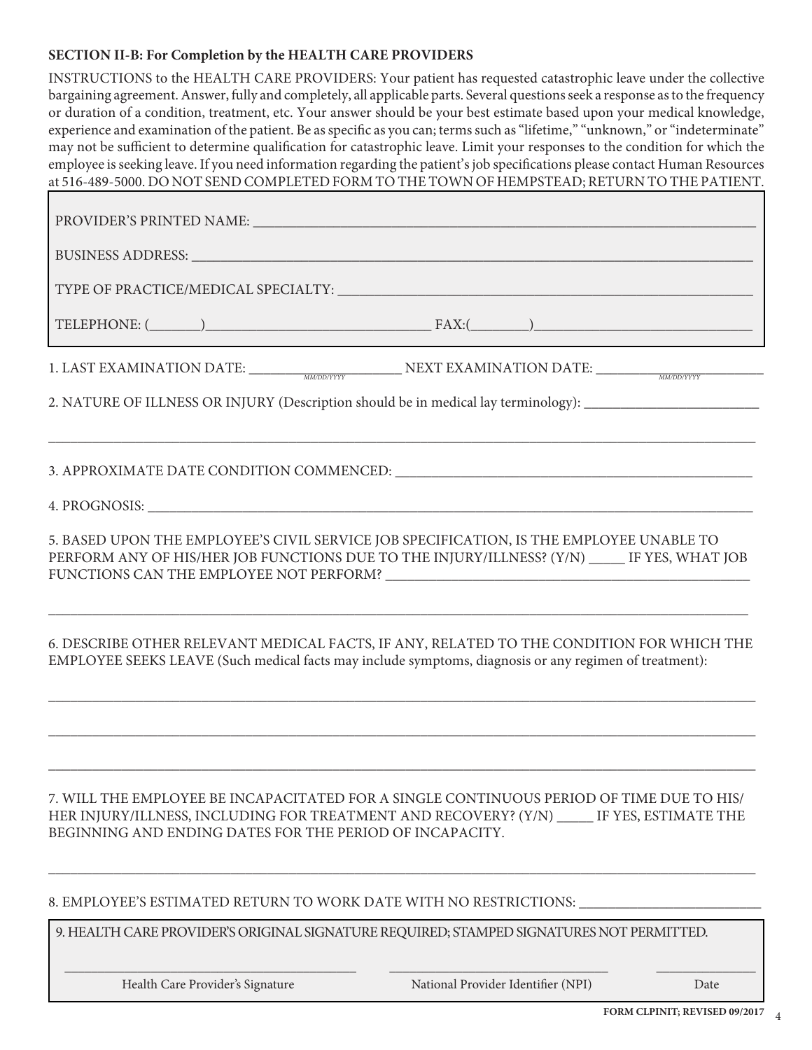**SECTION II-B: For Completion by the HEALTH CARE PROVIDERS**

INSTRUCTIONS to the HEALTH CARE PROVIDERS: Your patient has requested catastrophic leave under the collective bargaining agreement. Answer, fully and completely, all applicable parts. Several questions seek a response as to the frequency or duration of a condition, treatment, etc. Your answer should be your best estimate based upon your medical knowledge, experience and examination of the patient. Be as specific as you can; terms such as "lifetime," "unknown," or "indeterminate" may not be sufficient to determine qualification for catastrophic leave. Limit your responses to the condition for which the employee is seeking leave. If you need information regarding the patient's job specifications please contact Human Resources at 516-489-5000. DO NOT SEND COMPLETED FORM TO THE TOWN OF HEMPSTEAD; RETURN TO THE PATIENT.

PROVIDER'S PRINTED NAME: ____________________________________________

BUSINESS ADDRESS: ____________________________________________

TYPE OF PRACTICE/MEDICAL SPECIALTY: ____________________________________________

TELEPHONE: (_______)______________________ FAX:(________)______________________

1. LAST EXAMINATION DATE: ____________ (MM/DD/YYYY) NEXT EXAMINATION DATE: ____________ (MM/DD/YYYY)

2. NATURE OF ILLNESS OR INJURY (Description should be in medical lay terminology): ______________________

____________________________________________

3. APPROXIMATE DATE CONDITION COMMENCED: ____________________________________________

4. PROGNOSIS: ____________________________________________

5. BASED UPON THE EMPLOYEE'S CIVIL SERVICE JOB SPECIFICATION, IS THE EMPLOYEE UNABLE TO PERFORM ANY OF HIS/HER JOB FUNCTIONS DUE TO THE INJURY/ILLNESS? (Y/N) _____ IF YES, WHAT JOB FUNCTIONS CAN THE EMPLOYEE NOT PERFORM? ______________________

____________________________________________

6. DESCRIBE OTHER RELEVANT MEDICAL FACTS, IF ANY, RELATED TO THE CONDITION FOR WHICH THE EMPLOYEE SEEKS LEAVE (Such medical facts may include symptoms, diagnosis or any regimen of treatment):

____________________________________________

____________________________________________

____________________________________________

7. WILL THE EMPLOYEE BE INCAPACITATED FOR A SINGLE CONTINUOUS PERIOD OF TIME DUE TO HIS/HER INJURY/ILLNESS, INCLUDING FOR TREATMENT AND RECOVERY? (Y/N) _____ IF YES, ESTIMATE THE BEGINNING AND ENDING DATES FOR THE PERIOD OF INCAPACITY.

____________________________________________

8. EMPLOYEE'S ESTIMATED RETURN TO WORK DATE WITH NO RESTRICTIONS: ______________________

9. HEALTH CARE PROVIDER'S ORIGINAL SIGNATURE REQUIRED; STAMPED SIGNATURES NOT PERMITTED.

| ______________________ | ______________________ | __________ |
|---|---|---|
| Health Care Provider's Signature | National Provider Identifier (NPI) | Date |

**FORM CLPINIT; REVISED 09/2017**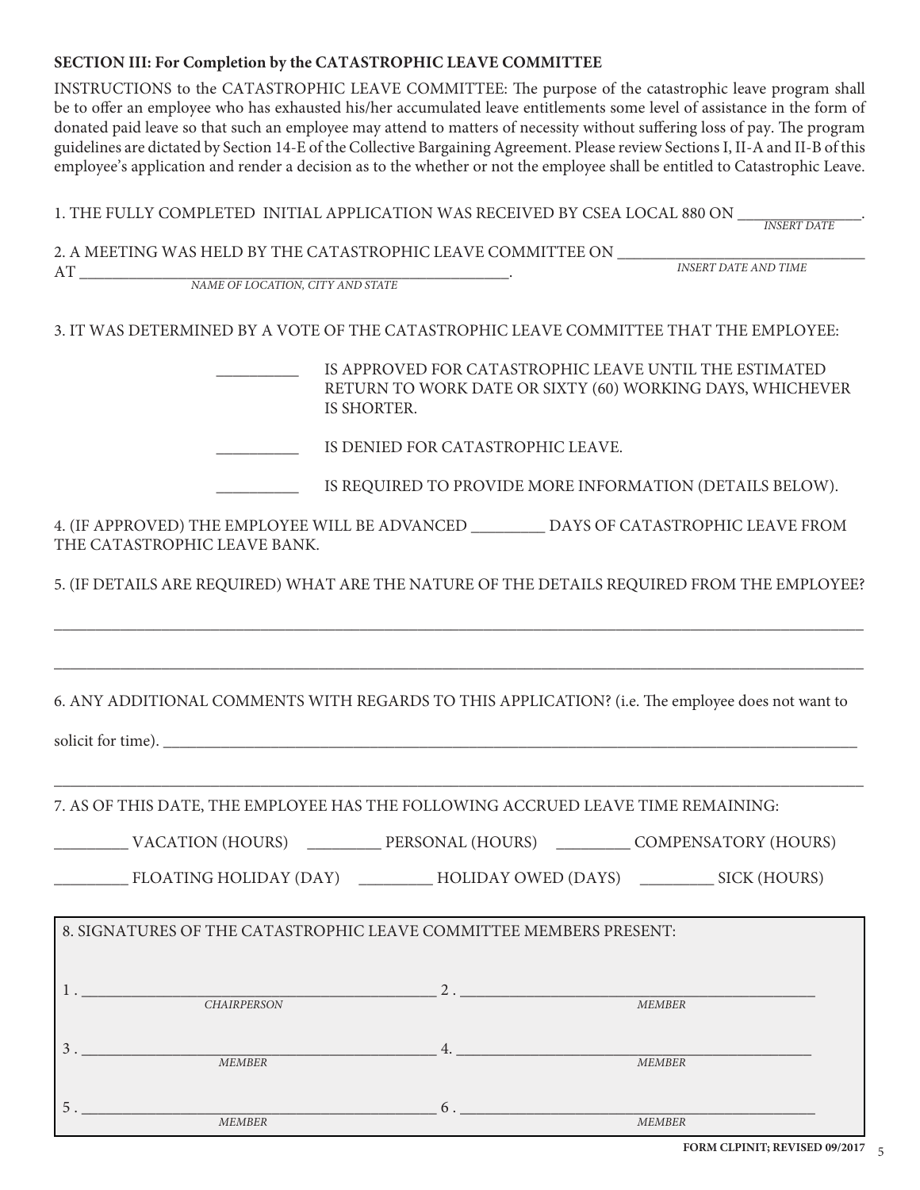**SECTION III: For Completion by the CATASTROPHIC LEAVE COMMITTEE**

INSTRUCTIONS to the CATASTROPHIC LEAVE COMMITTEE: The purpose of the catastrophic leave program shall be to offer an employee who has exhausted his/her accumulated leave entitlements some level of assistance in the form of donated paid leave so that such an employee may attend to matters of necessity without suffering loss of pay. The program guidelines are dictated by Section 14-E of the Collective Bargaining Agreement. Please review Sections I, II-A and II-B of this employee's application and render a decision as to the whether or not the employee shall be entitled to Catastrophic Leave.

1. THE FULLY COMPLETED INITIAL APPLICATION WAS RECEIVED BY CSEA LOCAL 880 ON _______________.
*INSERT DATE*

2. A MEETING WAS HELD BY THE CATASTROPHIC LEAVE COMMITTEE ON _______________________________
*INSERT DATE AND TIME*
AT _______________________________________________________.
*NAME OF LOCATION, CITY AND STATE*

3. IT WAS DETERMINED BY A VOTE OF THE CATASTROPHIC LEAVE COMMITTEE THAT THE EMPLOYEE:

__________ IS APPROVED FOR CATASTROPHIC LEAVE UNTIL THE ESTIMATED RETURN TO WORK DATE OR SIXTY (60) WORKING DAYS, WHICHEVER IS SHORTER.

__________ IS DENIED FOR CATASTROPHIC LEAVE.

__________ IS REQUIRED TO PROVIDE MORE INFORMATION (DETAILS BELOW).

4. (IF APPROVED) THE EMPLOYEE WILL BE ADVANCED _________ DAYS OF CATASTROPHIC LEAVE FROM THE CATASTROPHIC LEAVE BANK.

5. (IF DETAILS ARE REQUIRED) WHAT ARE THE NATURE OF THE DETAILS REQUIRED FROM THE EMPLOYEE?

_____________________________________________________________________________________________

_____________________________________________________________________________________________

6. ANY ADDITIONAL COMMENTS WITH REGARDS TO THIS APPLICATION? (i.e. The employee does not want to solicit for time). ____________________________________________________________________________

_____________________________________________________________________________________________

7. AS OF THIS DATE, THE EMPLOYEE HAS THE FOLLOWING ACCRUED LEAVE TIME REMAINING:

_________ VACATION (HOURS) _________ PERSONAL (HOURS) _________ COMPENSATORY (HOURS)

_________ FLOATING HOLIDAY (DAY) _________ HOLIDAY OWED (DAYS) _________ SICK (HOURS)

8. SIGNATURES OF THE CATASTROPHIC LEAVE COMMITTEE MEMBERS PRESENT:

1 . _____________________________________________ 2 . _____________________________________________
*CHAIRPERSON* *MEMBER*

3 . _____________________________________________ 4. _____________________________________________
*MEMBER* *MEMBER*

5 . _____________________________________________ 6 . _____________________________________________
*MEMBER* *MEMBER*

**FORM CLPINIT; REVISED 09/2017**